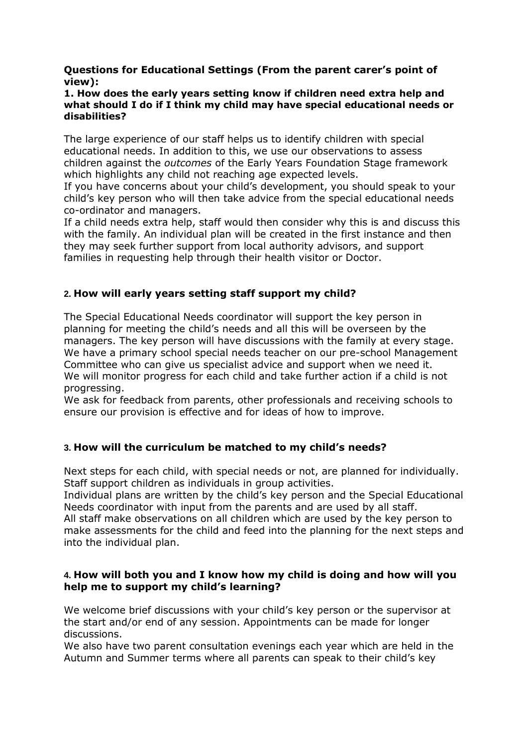**Questions for Educational Settings (From the parent carer's point of view):**

**1. How does the early years setting know if children need extra help and what should I do if I think my child may have special educational needs or disabilities?**

The large experience of our staff helps us to identify children with special educational needs. In addition to this, we use our observations to assess children against the *outcomes* of the Early Years Foundation Stage framework which highlights any child not reaching age expected levels.
If you have concerns about your child's development, you should speak to your child's key person who will then take advice from the special educational needs co-ordinator and managers.
If a child needs extra help, staff would then consider why this is and discuss this with the family. An individual plan will be created in the first instance and then they may seek further support from local authority advisors, and support families in requesting help through their health visitor or Doctor.

**2. How will early years setting staff support my child?**

The Special Educational Needs coordinator will support the key person in planning for meeting the child's needs and all this will be overseen by the managers. The key person will have discussions with the family at every stage. We have a primary school special needs teacher on our pre-school Management Committee who can give us specialist advice and support when we need it.
We will monitor progress for each child and take further action if a child is not progressing.
We ask for feedback from parents, other professionals and receiving schools to ensure our provision is effective and for ideas of how to improve.

**3. How will the curriculum be matched to my child's needs?**

Next steps for each child, with special needs or not, are planned for individually. Staff support children as individuals in group activities.
Individual plans are written by the child's key person and the Special Educational Needs coordinator with input from the parents and are used by all staff.
All staff make observations on all children which are used by the key person to make assessments for the child and feed into the planning for the next steps and into the individual plan.

**4. How will both you and I know how my child is doing and how will you help me to support my child's learning?**

We welcome brief discussions with your child's key person or the supervisor at the start and/or end of any session. Appointments can be made for longer discussions.
We also have two parent consultation evenings each year which are held in the Autumn and Summer terms where all parents can speak to their child's key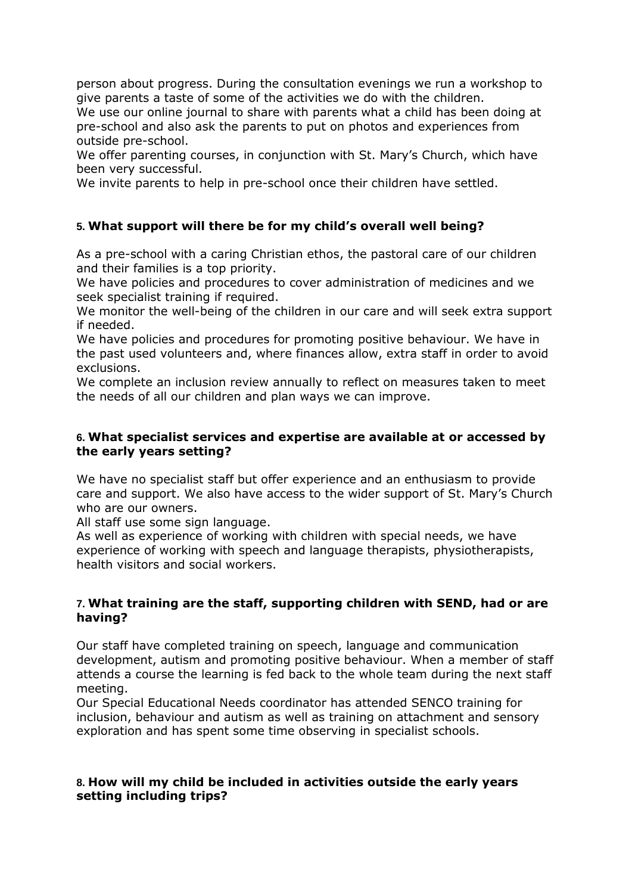person about progress. During the consultation evenings we run a workshop to give parents a taste of some of the activities we do with the children.

We use our online journal to share with parents what a child has been doing at pre-school and also ask the parents to put on photos and experiences from outside pre-school.

We offer parenting courses, in conjunction with St. Mary's Church, which have been very successful.

We invite parents to help in pre-school once their children have settled.

### 5. What support will there be for my child's overall well being?

As a pre-school with a caring Christian ethos, the pastoral care of our children and their families is a top priority.

We have policies and procedures to cover administration of medicines and we seek specialist training if required.

We monitor the well-being of the children in our care and will seek extra support if needed.

We have policies and procedures for promoting positive behaviour. We have in the past used volunteers and, where finances allow, extra staff in order to avoid exclusions.

We complete an inclusion review annually to reflect on measures taken to meet the needs of all our children and plan ways we can improve.

### 6. What specialist services and expertise are available at or accessed by the early years setting?

We have no specialist staff but offer experience and an enthusiasm to provide care and support. We also have access to the wider support of St. Mary's Church who are our owners.

All staff use some sign language.

As well as experience of working with children with special needs, we have experience of working with speech and language therapists, physiotherapists, health visitors and social workers.

### 7. What training are the staff, supporting children with SEND, had or are having?

Our staff have completed training on speech, language and communication development, autism and promoting positive behaviour. When a member of staff attends a course the learning is fed back to the whole team during the next staff meeting.

Our Special Educational Needs coordinator has attended SENCO training for inclusion, behaviour and autism as well as training on attachment and sensory exploration and has spent some time observing in specialist schools.

### 8. How will my child be included in activities outside the early years setting including trips?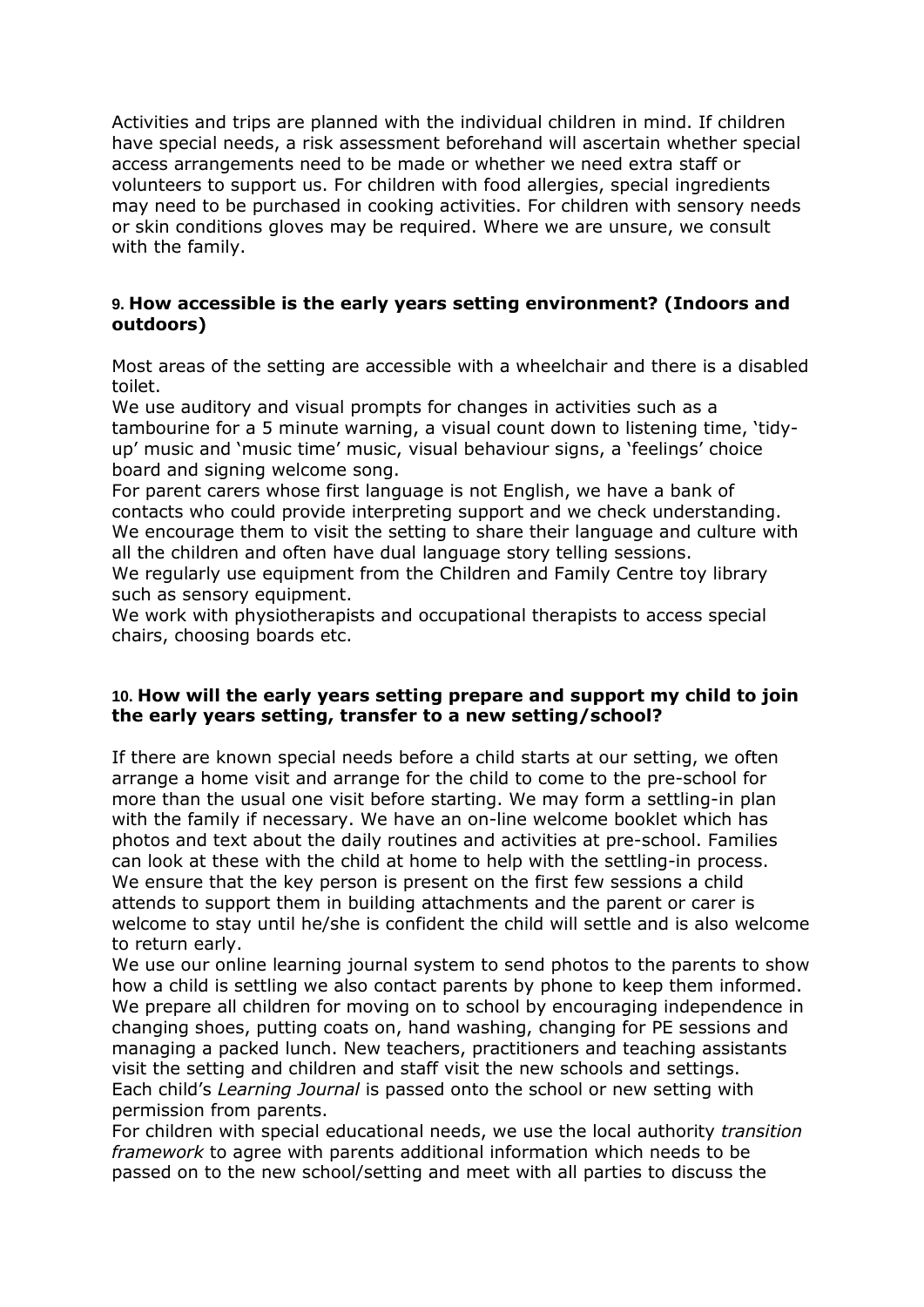Activities and trips are planned with the individual children in mind. If children have special needs, a risk assessment beforehand will ascertain whether special access arrangements need to be made or whether we need extra staff or volunteers to support us. For children with food allergies, special ingredients may need to be purchased in cooking activities. For children with sensory needs or skin conditions gloves may be required. Where we are unsure, we consult with the family.

### 9. How accessible is the early years setting environment? (Indoors and outdoors)

Most areas of the setting are accessible with a wheelchair and there is a disabled toilet.

We use auditory and visual prompts for changes in activities such as a tambourine for a 5 minute warning, a visual count down to listening time, 'tidy-up' music and 'music time' music, visual behaviour signs, a 'feelings' choice board and signing welcome song.

For parent carers whose first language is not English, we have a bank of contacts who could provide interpreting support and we check understanding. We encourage them to visit the setting to share their language and culture with all the children and often have dual language story telling sessions.

We regularly use equipment from the Children and Family Centre toy library such as sensory equipment.

We work with physiotherapists and occupational therapists to access special chairs, choosing boards etc.

### 10. How will the early years setting prepare and support my child to join the early years setting, transfer to a new setting/school?

If there are known special needs before a child starts at our setting, we often arrange a home visit and arrange for the child to come to the pre-school for more than the usual one visit before starting. We may form a settling-in plan with the family if necessary. We have an on-line welcome booklet which has photos and text about the daily routines and activities at pre-school. Families can look at these with the child at home to help with the settling-in process. We ensure that the key person is present on the first few sessions a child attends to support them in building attachments and the parent or carer is welcome to stay until he/she is confident the child will settle and is also welcome to return early.

We use our online learning journal system to send photos to the parents to show how a child is settling we also contact parents by phone to keep them informed. We prepare all children for moving on to school by encouraging independence in changing shoes, putting coats on, hand washing, changing for PE sessions and managing a packed lunch. New teachers, practitioners and teaching assistants visit the setting and children and staff visit the new schools and settings.

Each child's *Learning Journal* is passed onto the school or new setting with permission from parents.

For children with special educational needs, we use the local authority *transition framework* to agree with parents additional information which needs to be passed on to the new school/setting and meet with all parties to discuss the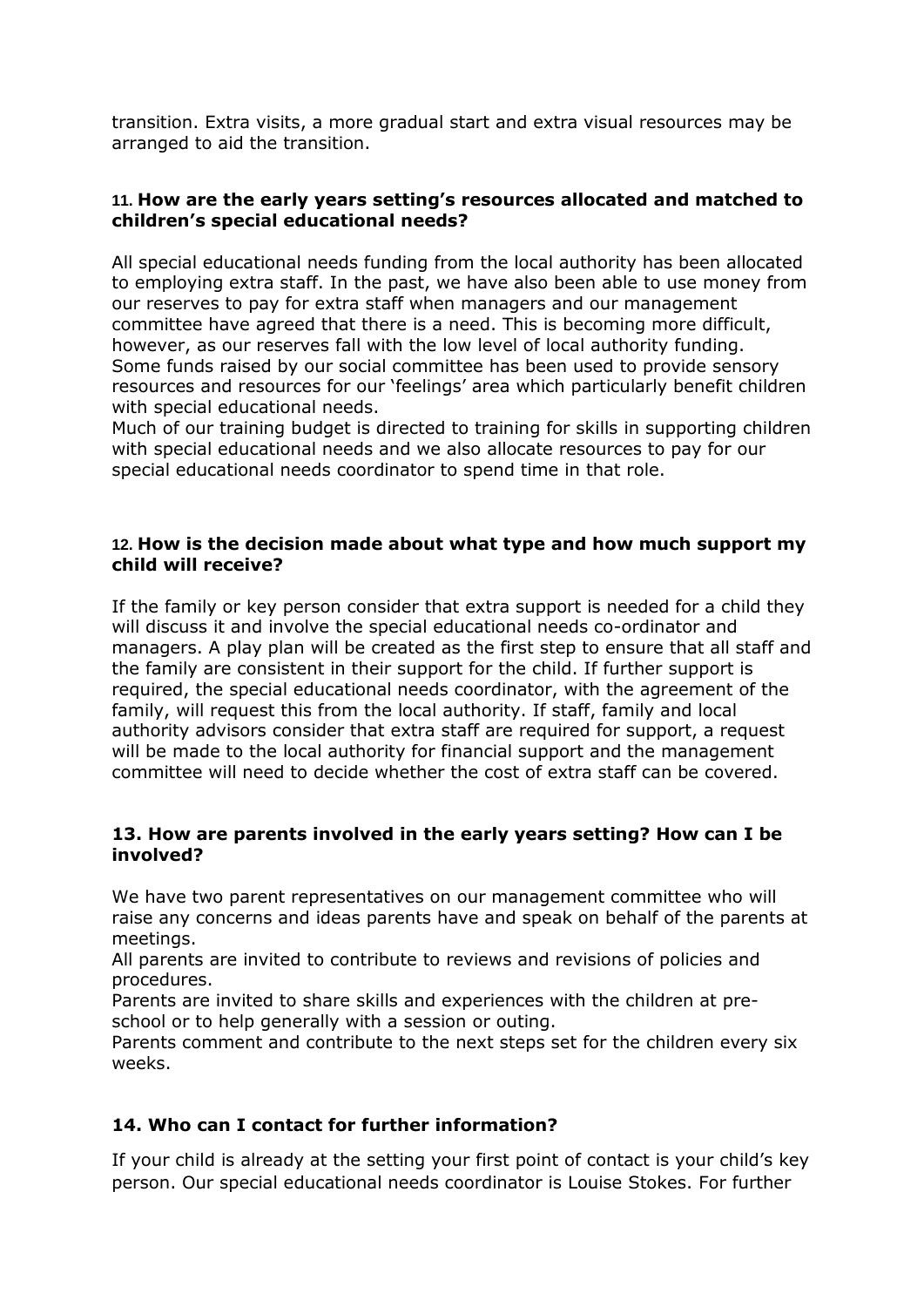transition. Extra visits, a more gradual start and extra visual resources may be arranged to aid the transition.

### 11. How are the early years setting's resources allocated and matched to children's special educational needs?

All special educational needs funding from the local authority has been allocated to employing extra staff. In the past, we have also been able to use money from our reserves to pay for extra staff when managers and our management committee have agreed that there is a need. This is becoming more difficult, however, as our reserves fall with the low level of local authority funding. Some funds raised by our social committee has been used to provide sensory resources and resources for our 'feelings' area which particularly benefit children with special educational needs.
Much of our training budget is directed to training for skills in supporting children with special educational needs and we also allocate resources to pay for our special educational needs coordinator to spend time in that role.

### 12. How is the decision made about what type and how much support my child will receive?

If the family or key person consider that extra support is needed for a child they will discuss it and involve the special educational needs co-ordinator and managers. A play plan will be created as the first step to ensure that all staff and the family are consistent in their support for the child. If further support is required, the special educational needs coordinator, with the agreement of the family, will request this from the local authority. If staff, family and local authority advisors consider that extra staff are required for support, a request will be made to the local authority for financial support and the management committee will need to decide whether the cost of extra staff can be covered.

### 13. How are parents involved in the early years setting? How can I be involved?

We have two parent representatives on our management committee who will raise any concerns and ideas parents have and speak on behalf of the parents at meetings.
All parents are invited to contribute to reviews and revisions of policies and procedures.
Parents are invited to share skills and experiences with the children at pre-school or to help generally with a session or outing.
Parents comment and contribute to the next steps set for the children every six weeks.

### 14. Who can I contact for further information?

If your child is already at the setting your first point of contact is your child's key person. Our special educational needs coordinator is Louise Stokes. For further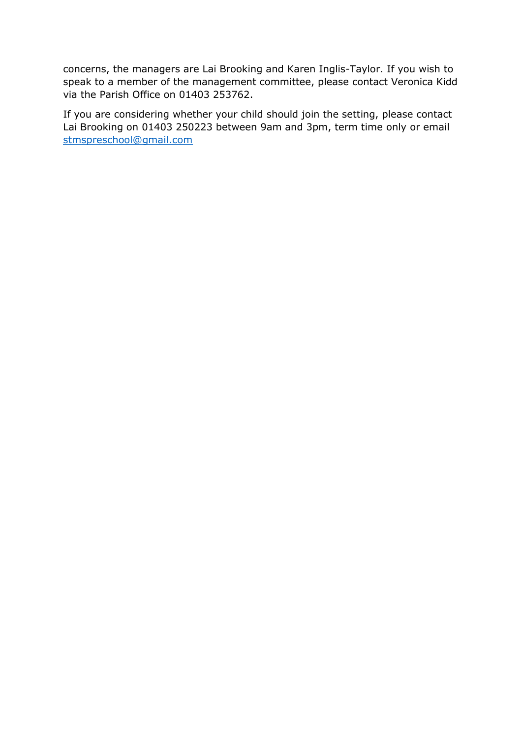concerns, the managers are Lai Brooking and Karen Inglis-Taylor. If you wish to speak to a member of the management committee, please contact Veronica Kidd via the Parish Office on 01403 253762.

If you are considering whether your child should join the setting, please contact Lai Brooking on 01403 250223 between 9am and 3pm, term time only or email stmspreschool@gmail.com